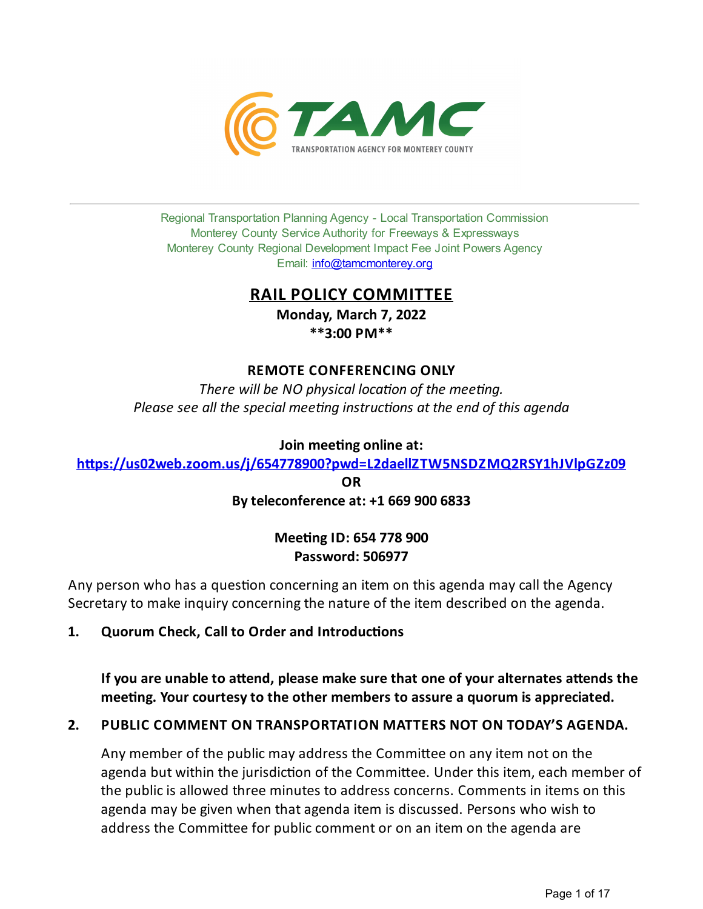TAMC

TRANSPORTATION AGENCY FOR MONTEREY COUNTY

Regional Transportation Planning Agency - Local Transportation Commission
Monterey County Service Authority for Freeways & Expressways
Monterey County Regional Development Impact Fee Joint Powers Agency
Email: info@tamcmonterey.org

# RAIL POLICY COMMITTEE

**Monday, March 7, 2022**
**\*\*3:00 PM\*\***

**REMOTE CONFERENCING ONLY**

*There will be NO physical location of the meeting.*
*Please see all the special meeting instructions at the end of this agenda*

**Join meeting online at:**
**https://us02web.zoom.us/j/654778900?pwd=L2daellZTW5NSDZMQ2RSY1hJVlpGZz09**
**OR**
**By teleconference at: +1 669 900 6833**

**Meeting ID: 654 778 900**
**Password: 506977**

Any person who has a question concerning an item on this agenda may call the Agency Secretary to make inquiry concerning the nature of the item described on the agenda.

1. **Quorum Check, Call to Order and Introductions**

   **If you are unable to attend, please make sure that one of your alternates attends the meeting. Your courtesy to the other members to assure a quorum is appreciated.**

2. **PUBLIC COMMENT ON TRANSPORTATION MATTERS NOT ON TODAY'S AGENDA.**

   Any member of the public may address the Committee on any item not on the agenda but within the jurisdiction of the Committee. Under this item, each member of the public is allowed three minutes to address concerns. Comments in items on this agenda may be given when that agenda item is discussed. Persons who wish to address the Committee for public comment or on an item on the agenda are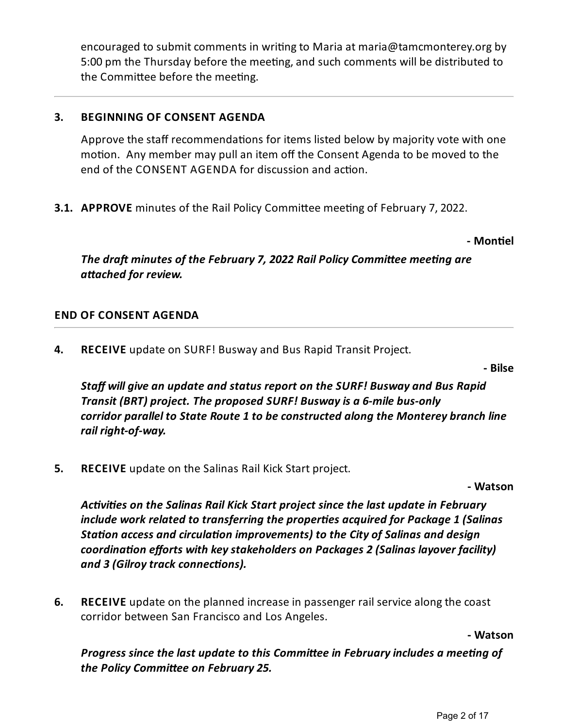encouraged to submit comments in writing to Maria at maria@tamcmonterey.org by 5:00 pm the Thursday before the meeting, and such comments will be distributed to the Committee before the meeting.

---

**3. BEGINNING OF CONSENT AGENDA**

Approve the staff recommendations for items listed below by majority vote with one motion. Any member may pull an item off the Consent Agenda to be moved to the end of the CONSENT AGENDA for discussion and action.

**3.1. APPROVE** minutes of the Rail Policy Committee meeting of February 7, 2022.

**- Montiel**

***The draft minutes of the February 7, 2022 Rail Policy Committee meeting are attached for review.***

**END OF CONSENT AGENDA**

---

**4. RECEIVE** update on SURF! Busway and Bus Rapid Transit Project.

**- Bilse**

***Staff will give an update and status report on the SURF! Busway and Bus Rapid Transit (BRT) project. The proposed SURF! Busway is a 6-mile bus-only corridor parallel to State Route 1 to be constructed along the Monterey branch line rail right-of-way.***

**5. RECEIVE** update on the Salinas Rail Kick Start project.

**- Watson**

***Activities on the Salinas Rail Kick Start project since the last update in February include work related to transferring the properties acquired for Package 1 (Salinas Station access and circulation improvements) to the City of Salinas and design coordination efforts with key stakeholders on Packages 2 (Salinas layover facility) and 3 (Gilroy track connections).***

**6. RECEIVE** update on the planned increase in passenger rail service along the coast corridor between San Francisco and Los Angeles.

**- Watson**

***Progress since the last update to this Committee in February includes a meeting of the Policy Committee on February 25.***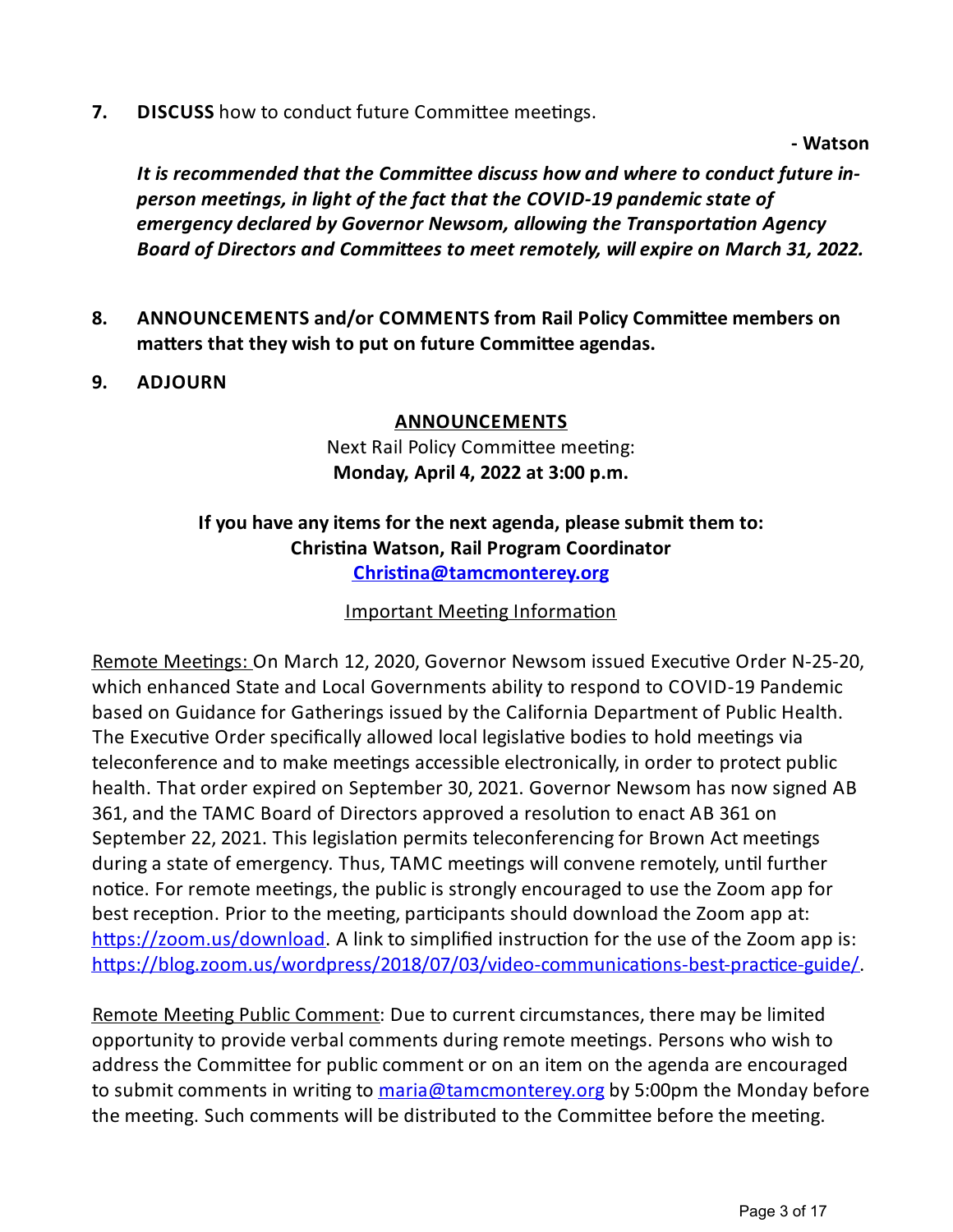7. **DISCUSS** how to conduct future Committee meetings.

**- Watson**

***It is recommended that the Committee discuss how and where to conduct future in-person meetings, in light of the fact that the COVID-19 pandemic state of emergency declared by Governor Newsom, allowing the Transportation Agency Board of Directors and Committees to meet remotely, will expire on March 31, 2022.***

8. **ANNOUNCEMENTS and/or COMMENTS from Rail Policy Committee members on matters that they wish to put on future Committee agendas.**

9. **ADJOURN**

<u>**ANNOUNCEMENTS**</u>

Next Rail Policy Committee meeting:
**Monday, April 4, 2022 at 3:00 p.m.**

**If you have any items for the next agenda, please submit them to:**
**Christina Watson, Rail Program Coordinator**
**[Christina@tamcmonterey.org](mailto:Christina@tamcmonterey.org)**

<u>Important Meeting Information</u>

<u>Remote Meetings:</u> On March 12, 2020, Governor Newsom issued Executive Order N-25-20, which enhanced State and Local Governments ability to respond to COVID-19 Pandemic based on Guidance for Gatherings issued by the California Department of Public Health. The Executive Order specifically allowed local legislative bodies to hold meetings via teleconference and to make meetings accessible electronically, in order to protect public health. That order expired on September 30, 2021. Governor Newsom has now signed AB 361, and the TAMC Board of Directors approved a resolution to enact AB 361 on September 22, 2021. This legislation permits teleconferencing for Brown Act meetings during a state of emergency. Thus, TAMC meetings will convene remotely, until further notice. For remote meetings, the public is strongly encouraged to use the Zoom app for best reception. Prior to the meeting, participants should download the Zoom app at: [https://zoom.us/download](https://zoom.us/download). A link to simplified instruction for the use of the Zoom app is: [https://blog.zoom.us/wordpress/2018/07/03/video-communications-best-practice-guide/](https://blog.zoom.us/wordpress/2018/07/03/video-communications-best-practice-guide/).

<u>Remote Meeting Public Comment</u>: Due to current circumstances, there may be limited opportunity to provide verbal comments during remote meetings. Persons who wish to address the Committee for public comment or on an item on the agenda are encouraged to submit comments in writing to [maria@tamcmonterey.org](mailto:maria@tamcmonterey.org) by 5:00pm the Monday before the meeting. Such comments will be distributed to the Committee before the meeting.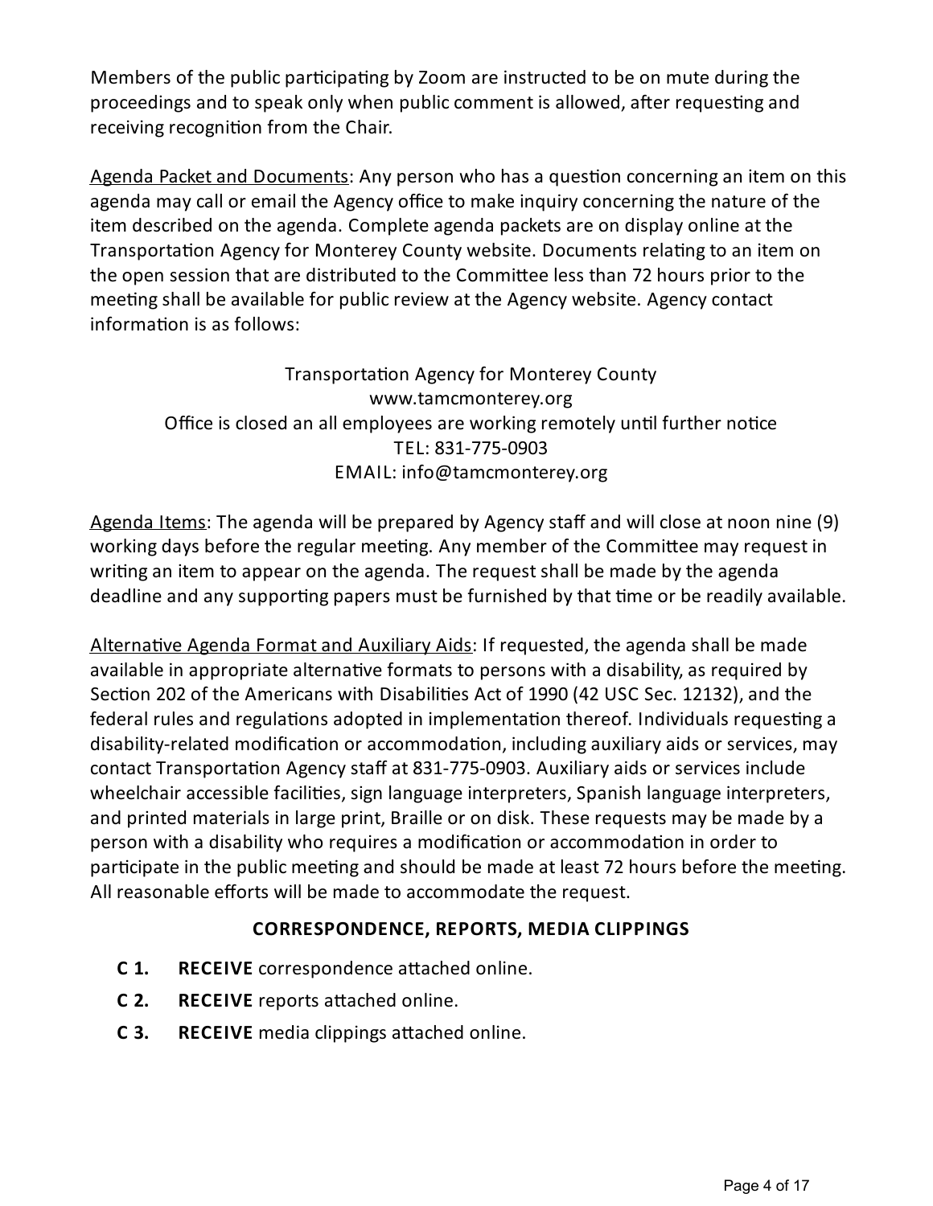Members of the public participating by Zoom are instructed to be on mute during the proceedings and to speak only when public comment is allowed, after requesting and receiving recognition from the Chair.

Agenda Packet and Documents: Any person who has a question concerning an item on this agenda may call or email the Agency office to make inquiry concerning the nature of the item described on the agenda. Complete agenda packets are on display online at the Transportation Agency for Monterey County website. Documents relating to an item on the open session that are distributed to the Committee less than 72 hours prior to the meeting shall be available for public review at the Agency website. Agency contact information is as follows:

Transportation Agency for Monterey County
www.tamcmonterey.org
Office is closed an all employees are working remotely until further notice
TEL: 831-775-0903
EMAIL: info@tamcmonterey.org

Agenda Items: The agenda will be prepared by Agency staff and will close at noon nine (9) working days before the regular meeting. Any member of the Committee may request in writing an item to appear on the agenda. The request shall be made by the agenda deadline and any supporting papers must be furnished by that time or be readily available.

Alternative Agenda Format and Auxiliary Aids: If requested, the agenda shall be made available in appropriate alternative formats to persons with a disability, as required by Section 202 of the Americans with Disabilities Act of 1990 (42 USC Sec. 12132), and the federal rules and regulations adopted in implementation thereof. Individuals requesting a disability-related modification or accommodation, including auxiliary aids or services, may contact Transportation Agency staff at 831-775-0903. Auxiliary aids or services include wheelchair accessible facilities, sign language interpreters, Spanish language interpreters, and printed materials in large print, Braille or on disk. These requests may be made by a person with a disability who requires a modification or accommodation in order to participate in the public meeting and should be made at least 72 hours before the meeting. All reasonable efforts will be made to accommodate the request.

**CORRESPONDENCE, REPORTS, MEDIA CLIPPINGS**

**C 1.** **RECEIVE** correspondence attached online.

**C 2.** **RECEIVE** reports attached online.

**C 3.** **RECEIVE** media clippings attached online.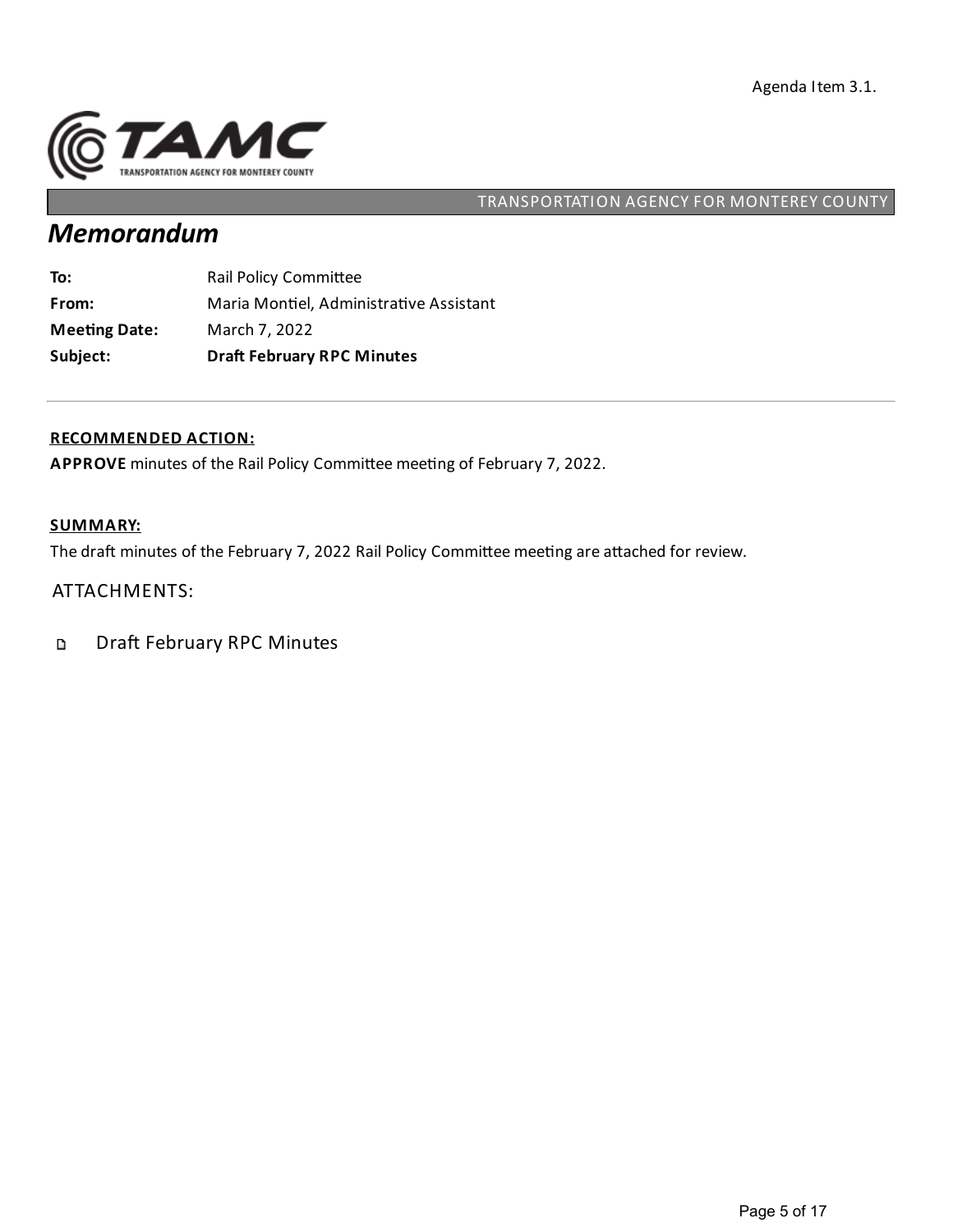Agenda Item 3.1.

TRANSPORTATION AGENCY FOR MONTEREY COUNTY

# *Memorandum*

**To:** Rail Policy Committee
**From:** Maria Montiel, Administrative Assistant
**Meeting Date:** March 7, 2022
**Subject:** **Draft February RPC Minutes**

---

**RECOMMENDED ACTION:**

**APPROVE** minutes of the Rail Policy Committee meeting of February 7, 2022.

**SUMMARY:**

The draft minutes of the February 7, 2022 Rail Policy Committee meeting are attached for review.

ATTACHMENTS:

- Draft February RPC Minutes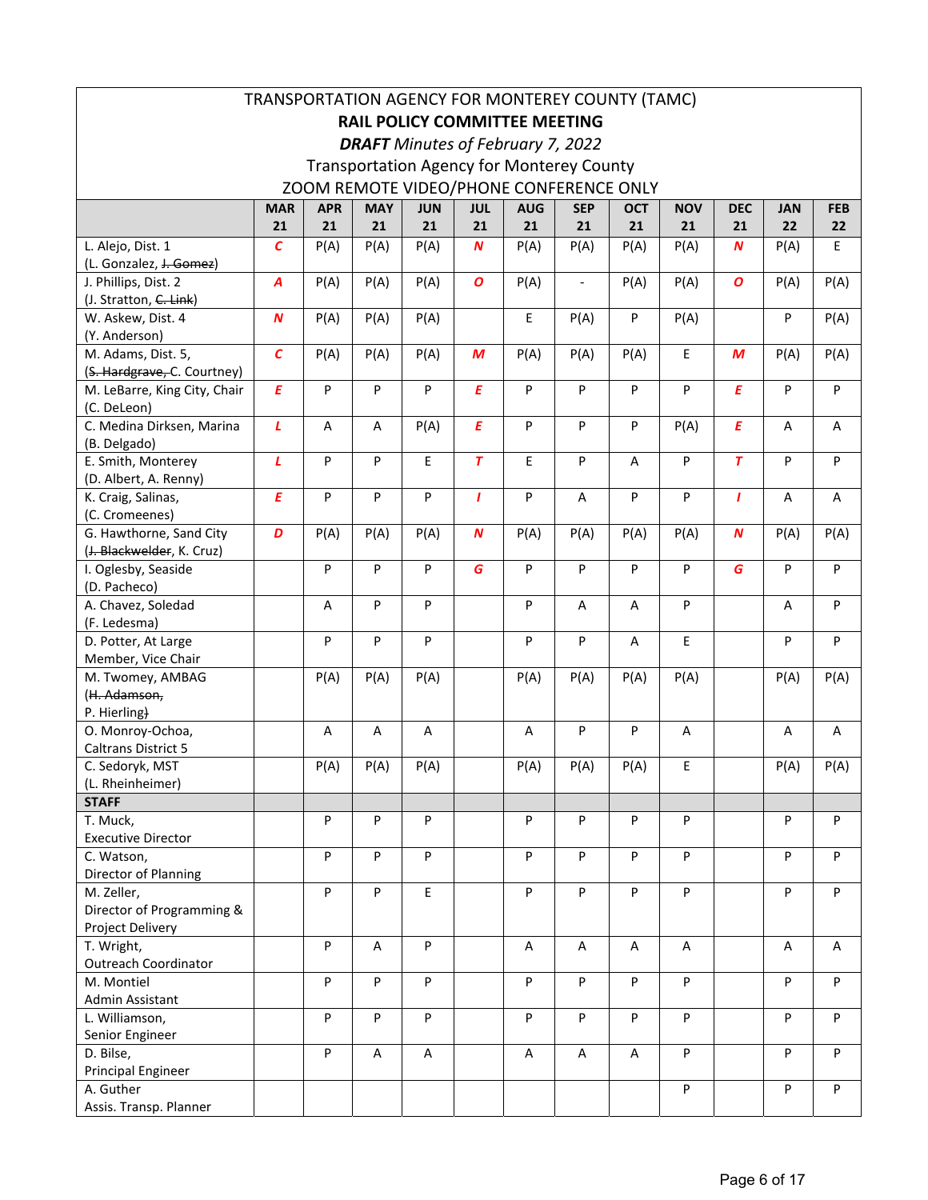TRANSPORTATION AGENCY FOR MONTEREY COUNTY (TAMC)

**RAIL POLICY COMMITTEE MEETING**

***DRAFT*** *Minutes of February 7, 2022*

Transportation Agency for Monterey County

ZOOM REMOTE VIDEO/PHONE CONFERENCE ONLY

| | MAR 21 | APR 21 | MAY 21 | JUN 21 | JUL 21 | AUG 21 | SEP 21 | OCT 21 | NOV 21 | DEC 21 | JAN 22 | FEB 22 |
|---|---|---|---|---|---|---|---|---|---|---|---|---|
| L. Alejo, Dist. 1 (L. Gonzalez, ~~J. Gomez~~) | ***C*** | P(A) | P(A) | P(A) | ***N*** | P(A) | P(A) | P(A) | P(A) | ***N*** | P(A) | E |
| J. Phillips, Dist. 2 (J. Stratton, ~~C. Link~~) | ***A*** | P(A) | P(A) | P(A) | ***O*** | P(A) | - | P(A) | P(A) | ***O*** | P(A) | P(A) |
| W. Askew, Dist. 4 (Y. Anderson) | ***N*** | P(A) | P(A) | P(A) | | E | P(A) | P | P(A) | | P | P(A) |
| M. Adams, Dist. 5, (~~S. Hardgrave,~~ C. Courtney) | ***C*** | P(A) | P(A) | P(A) | ***M*** | P(A) | P(A) | P(A) | E | ***M*** | P(A) | P(A) |
| M. LeBarre, King City, Chair (C. DeLeon) | ***E*** | P | P | P | ***E*** | P | P | P | P | ***E*** | P | P |
| C. Medina Dirksen, Marina (B. Delgado) | ***L*** | A | A | P(A) | ***E*** | P | P | P | P(A) | ***E*** | A | A |
| E. Smith, Monterey (D. Albert, A. Renny) | ***L*** | P | P | E | ***T*** | E | P | A | P | ***T*** | P | P |
| K. Craig, Salinas, (C. Cromeenes) | ***E*** | P | P | P | ***I*** | P | A | P | P | ***I*** | A | A |
| G. Hawthorne, Sand City (~~J. Blackwelder~~, K. Cruz) | ***D*** | P(A) | P(A) | P(A) | ***N*** | P(A) | P(A) | P(A) | P(A) | ***N*** | P(A) | P(A) |
| I. Oglesby, Seaside (D. Pacheco) | | P | P | P | ***G*** | P | P | P | P | ***G*** | P | P |
| A. Chavez, Soledad (F. Ledesma) | | A | P | P | | P | A | A | P | | A | P |
| D. Potter, At Large Member, Vice Chair | | P | P | P | | P | P | A | E | | P | P |
| M. Twomey, AMBAG (~~H. Adamson,~~ P. Hierling~~)~~ | | P(A) | P(A) | P(A) | | P(A) | P(A) | P(A) | P(A) | | P(A) | P(A) |
| O. Monroy-Ochoa, Caltrans District 5 | | A | A | A | | A | P | P | A | | A | A |
| C. Sedoryk, MST (L. Rheinheimer) | | P(A) | P(A) | P(A) | | P(A) | P(A) | P(A) | E | | P(A) | P(A) |
| **STAFF** | | | | | | | | | | | | |
| T. Muck, Executive Director | | P | P | P | | P | P | P | P | | P | P |
| C. Watson, Director of Planning | | P | P | P | | P | P | P | P | | P | P |
| M. Zeller, Director of Programming & Project Delivery | | P | P | E | | P | P | P | P | | P | P |
| T. Wright, Outreach Coordinator | | P | A | P | | A | A | A | A | | A | A |
| M. Montiel Admin Assistant | | P | P | P | | P | P | P | P | | P | P |
| L. Williamson, Senior Engineer | | P | P | P | | P | P | P | P | | P | P |
| D. Bilse, Principal Engineer | | P | A | A | | A | A | A | P | | P | P |
| A. Guther Assis. Transp. Planner | | | | | | | | | P | | P | P |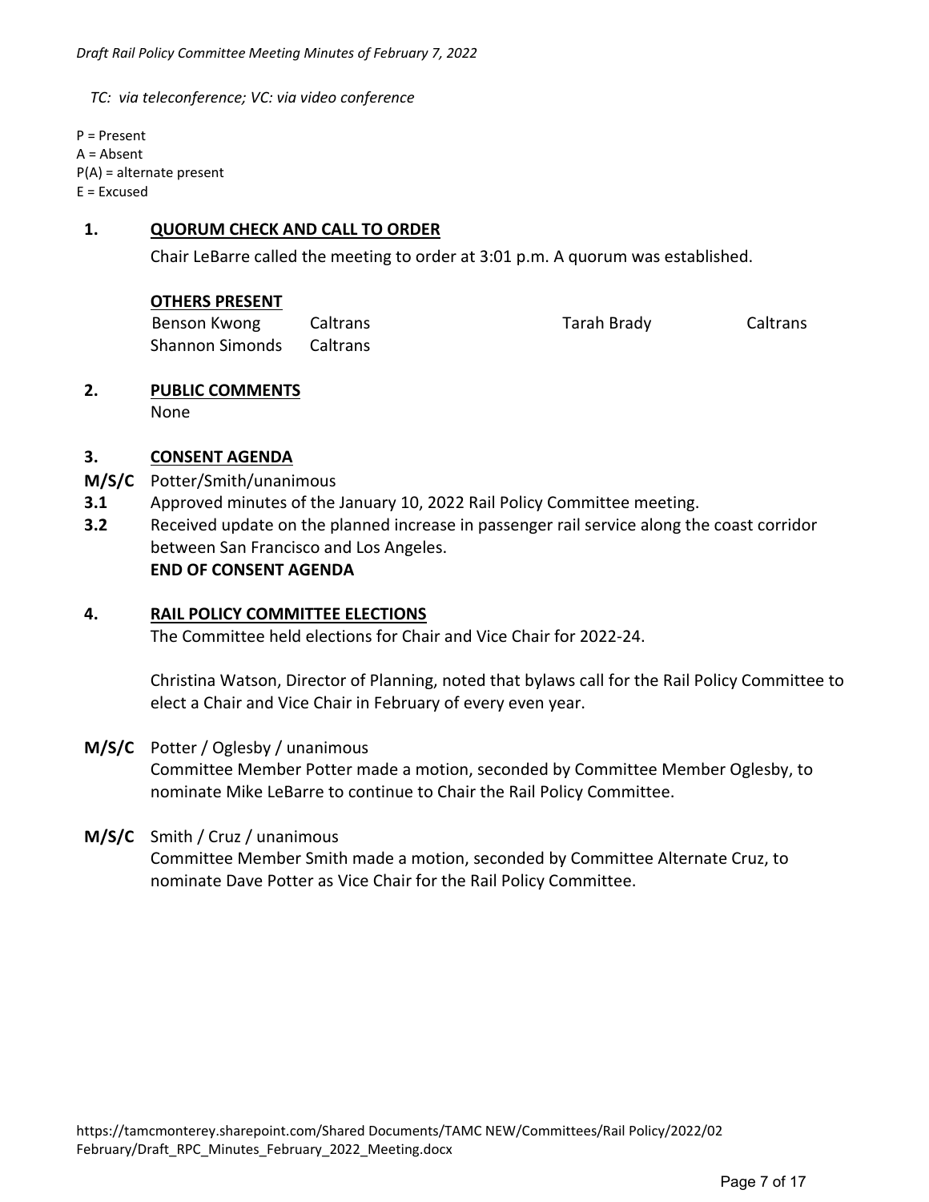*TC: via teleconference; VC: via video conference*

P = Present
A = Absent
P(A) = alternate present
E = Excused

## 1. QUORUM CHECK AND CALL TO ORDER

Chair LeBarre called the meeting to order at 3:01 p.m. A quorum was established.

**OTHERS PRESENT**

| | | | |
|---|---|---|---|
| Benson Kwong | Caltrans | Tarah Brady | Caltrans |
| Shannon Simonds | Caltrans | | |

## 2. PUBLIC COMMENTS

None

## 3. CONSENT AGENDA

**M/S/C** Potter/Smith/unanimous

**3.1** Approved minutes of the January 10, 2022 Rail Policy Committee meeting.

**3.2** Received update on the planned increase in passenger rail service along the coast corridor between San Francisco and Los Angeles.

**END OF CONSENT AGENDA**

## 4. RAIL POLICY COMMITTEE ELECTIONS

The Committee held elections for Chair and Vice Chair for 2022-24.

Christina Watson, Director of Planning, noted that bylaws call for the Rail Policy Committee to elect a Chair and Vice Chair in February of every even year.

**M/S/C** Potter / Oglesby / unanimous

Committee Member Potter made a motion, seconded by Committee Member Oglesby, to nominate Mike LeBarre to continue to Chair the Rail Policy Committee.

**M/S/C** Smith / Cruz / unanimous

Committee Member Smith made a motion, seconded by Committee Alternate Cruz, to nominate Dave Potter as Vice Chair for the Rail Policy Committee.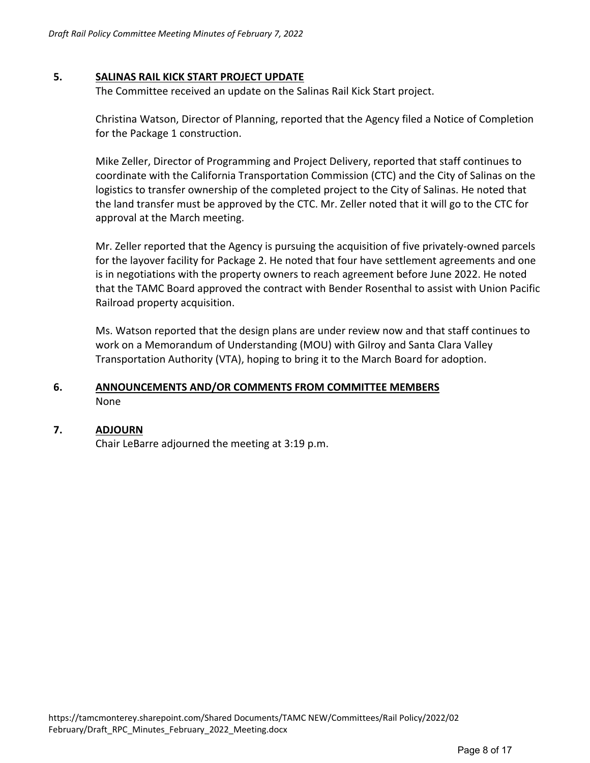## 5. SALINAS RAIL KICK START PROJECT UPDATE

The Committee received an update on the Salinas Rail Kick Start project.

Christina Watson, Director of Planning, reported that the Agency filed a Notice of Completion for the Package 1 construction.

Mike Zeller, Director of Programming and Project Delivery, reported that staff continues to coordinate with the California Transportation Commission (CTC) and the City of Salinas on the logistics to transfer ownership of the completed project to the City of Salinas. He noted that the land transfer must be approved by the CTC. Mr. Zeller noted that it will go to the CTC for approval at the March meeting.

Mr. Zeller reported that the Agency is pursuing the acquisition of five privately-owned parcels for the layover facility for Package 2. He noted that four have settlement agreements and one is in negotiations with the property owners to reach agreement before June 2022. He noted that the TAMC Board approved the contract with Bender Rosenthal to assist with Union Pacific Railroad property acquisition.

Ms. Watson reported that the design plans are under review now and that staff continues to work on a Memorandum of Understanding (MOU) with Gilroy and Santa Clara Valley Transportation Authority (VTA), hoping to bring it to the March Board for adoption.

## 6. ANNOUNCEMENTS AND/OR COMMENTS FROM COMMITTEE MEMBERS

None

## 7. ADJOURN

Chair LeBarre adjourned the meeting at 3:19 p.m.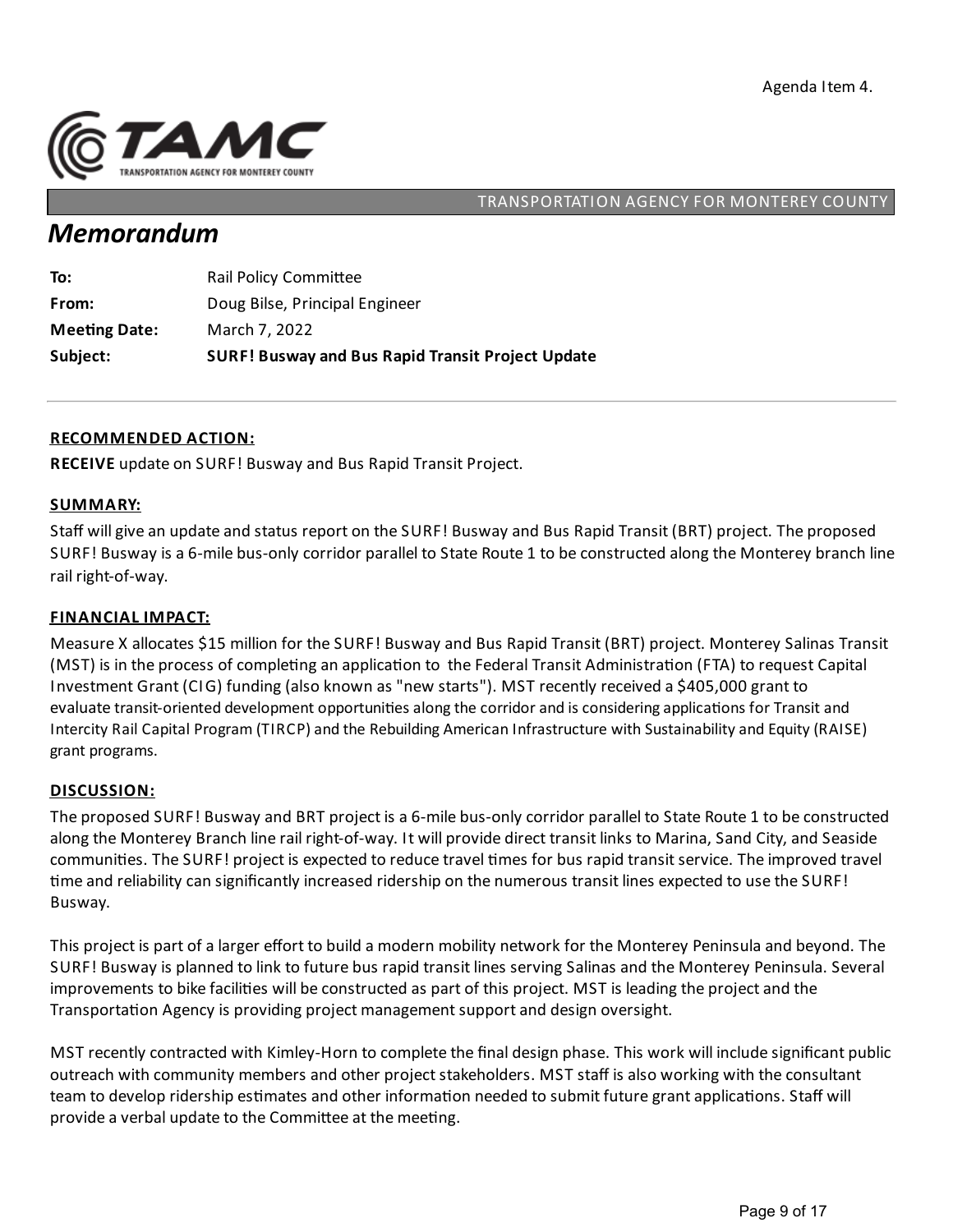Agenda Item 4.

TAMC
TRANSPORTATION AGENCY FOR MONTEREY COUNTY

TRANSPORTATION AGENCY FOR MONTEREY COUNTY

# *Memorandum*

| | |
|---|---|
| **To:** | Rail Policy Committee |
| **From:** | Doug Bilse, Principal Engineer |
| **Meeting Date:** | March 7, 2022 |
| **Subject:** | **SURF! Busway and Bus Rapid Transit Project Update** |

---

## RECOMMENDED ACTION:

**RECEIVE** update on SURF! Busway and Bus Rapid Transit Project.

## SUMMARY:

Staff will give an update and status report on the SURF! Busway and Bus Rapid Transit (BRT) project. The proposed SURF! Busway is a 6-mile bus-only corridor parallel to State Route 1 to be constructed along the Monterey branch line rail right-of-way.

## FINANCIAL IMPACT:

Measure X allocates $15 million for the SURF! Busway and Bus Rapid Transit (BRT) project. Monterey Salinas Transit (MST) is in the process of completing an application to the Federal Transit Administration (FTA) to request Capital Investment Grant (CIG) funding (also known as "new starts"). MST recently received a $405,000 grant to evaluate transit-oriented development opportunities along the corridor and is considering applications for Transit and Intercity Rail Capital Program (TIRCP) and the Rebuilding American Infrastructure with Sustainability and Equity (RAISE) grant programs.

## DISCUSSION:

The proposed SURF! Busway and BRT project is a 6-mile bus-only corridor parallel to State Route 1 to be constructed along the Monterey Branch line rail right-of-way. It will provide direct transit links to Marina, Sand City, and Seaside communities. The SURF! project is expected to reduce travel times for bus rapid transit service. The improved travel time and reliability can significantly increased ridership on the numerous transit lines expected to use the SURF! Busway.

This project is part of a larger effort to build a modern mobility network for the Monterey Peninsula and beyond. The SURF! Busway is planned to link to future bus rapid transit lines serving Salinas and the Monterey Peninsula. Several improvements to bike facilities will be constructed as part of this project. MST is leading the project and the Transportation Agency is providing project management support and design oversight.

MST recently contracted with Kimley-Horn to complete the final design phase. This work will include significant public outreach with community members and other project stakeholders. MST staff is also working with the consultant team to develop ridership estimates and other information needed to submit future grant applications. Staff will provide a verbal update to the Committee at the meeting.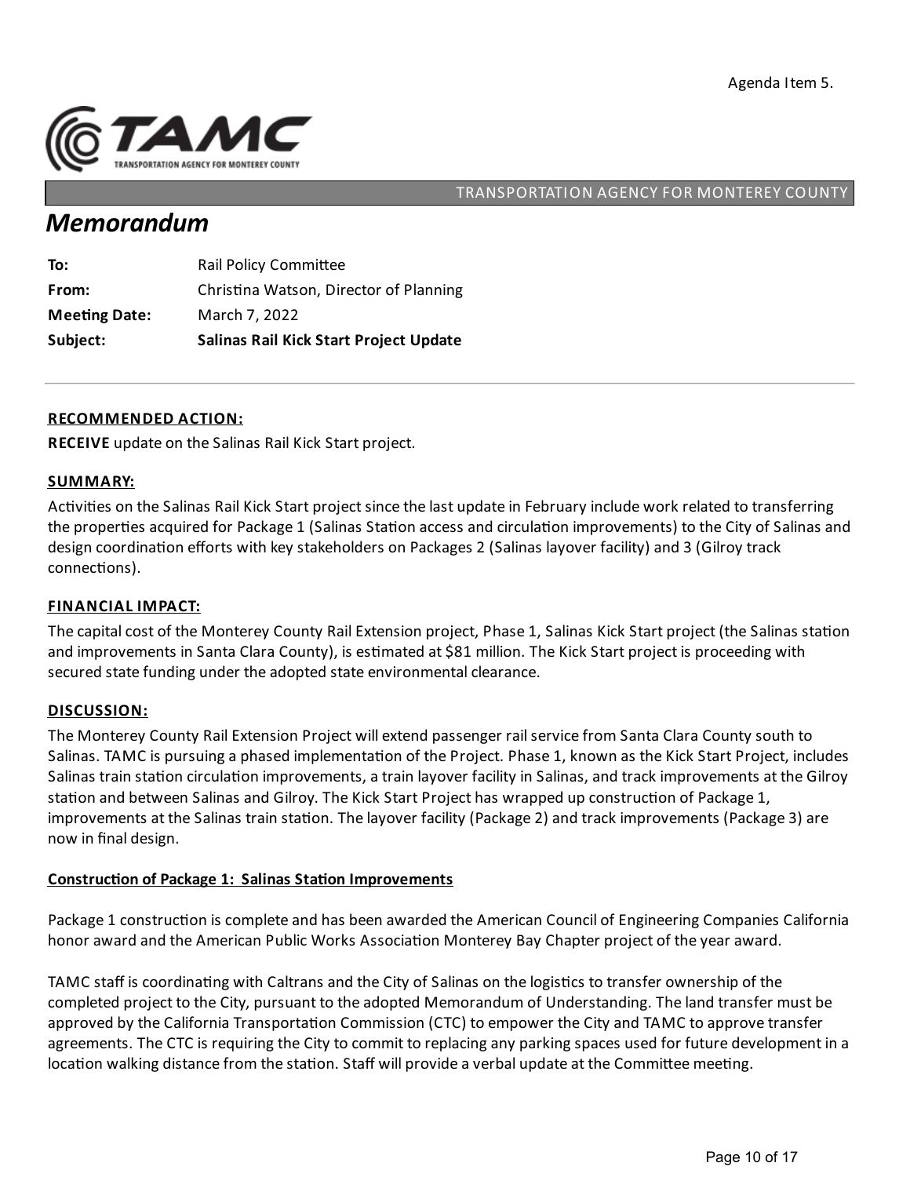Agenda Item 5.

TAMC
TRANSPORTATION AGENCY FOR MONTEREY COUNTY

TRANSPORTATION AGENCY FOR MONTEREY COUNTY

# *Memorandum*

| | |
|---|---|
| **To:** | Rail Policy Committee |
| **From:** | Christina Watson, Director of Planning |
| **Meeting Date:** | March 7, 2022 |
| **Subject:** | **Salinas Rail Kick Start Project Update** |

---

## RECOMMENDED ACTION:

**RECEIVE** update on the Salinas Rail Kick Start project.

## SUMMARY:

Activities on the Salinas Rail Kick Start project since the last update in February include work related to transferring the properties acquired for Package 1 (Salinas Station access and circulation improvements) to the City of Salinas and design coordination efforts with key stakeholders on Packages 2 (Salinas layover facility) and 3 (Gilroy track connections).

## FINANCIAL IMPACT:

The capital cost of the Monterey County Rail Extension project, Phase 1, Salinas Kick Start project (the Salinas station and improvements in Santa Clara County), is estimated at $81 million. The Kick Start project is proceeding with secured state funding under the adopted state environmental clearance.

## DISCUSSION:

The Monterey County Rail Extension Project will extend passenger rail service from Santa Clara County south to Salinas. TAMC is pursuing a phased implementation of the Project. Phase 1, known as the Kick Start Project, includes Salinas train station circulation improvements, a train layover facility in Salinas, and track improvements at the Gilroy station and between Salinas and Gilroy. The Kick Start Project has wrapped up construction of Package 1, improvements at the Salinas train station. The layover facility (Package 2) and track improvements (Package 3) are now in final design.

### Construction of Package 1: Salinas Station Improvements

Package 1 construction is complete and has been awarded the American Council of Engineering Companies California honor award and the American Public Works Association Monterey Bay Chapter project of the year award.

TAMC staff is coordinating with Caltrans and the City of Salinas on the logistics to transfer ownership of the completed project to the City, pursuant to the adopted Memorandum of Understanding. The land transfer must be approved by the California Transportation Commission (CTC) to empower the City and TAMC to approve transfer agreements. The CTC is requiring the City to commit to replacing any parking spaces used for future development in a location walking distance from the station. Staff will provide a verbal update at the Committee meeting.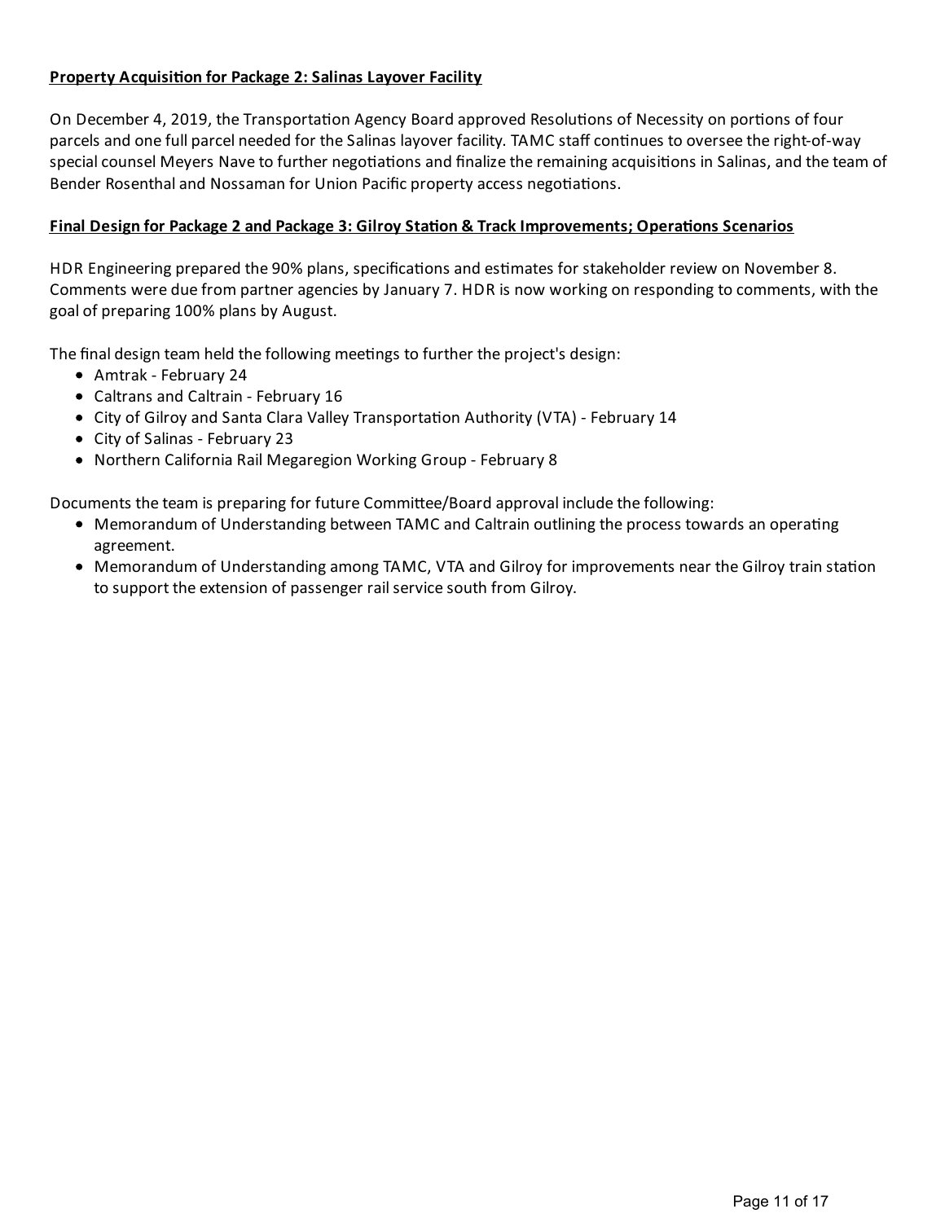**Property Acquisition for Package 2: Salinas Layover Facility**

On December 4, 2019, the Transportation Agency Board approved Resolutions of Necessity on portions of four parcels and one full parcel needed for the Salinas layover facility. TAMC staff continues to oversee the right-of-way special counsel Meyers Nave to further negotiations and finalize the remaining acquisitions in Salinas, and the team of Bender Rosenthal and Nossaman for Union Pacific property access negotiations.

**Final Design for Package 2 and Package 3: Gilroy Station & Track Improvements; Operations Scenarios**

HDR Engineering prepared the 90% plans, specifications and estimates for stakeholder review on November 8. Comments were due from partner agencies by January 7. HDR is now working on responding to comments, with the goal of preparing 100% plans by August.

The final design team held the following meetings to further the project's design:

- Amtrak - February 24
- Caltrans and Caltrain - February 16
- City of Gilroy and Santa Clara Valley Transportation Authority (VTA) - February 14
- City of Salinas - February 23
- Northern California Rail Megaregion Working Group - February 8

Documents the team is preparing for future Committee/Board approval include the following:

- Memorandum of Understanding between TAMC and Caltrain outlining the process towards an operating agreement.
- Memorandum of Understanding among TAMC, VTA and Gilroy for improvements near the Gilroy train station to support the extension of passenger rail service south from Gilroy.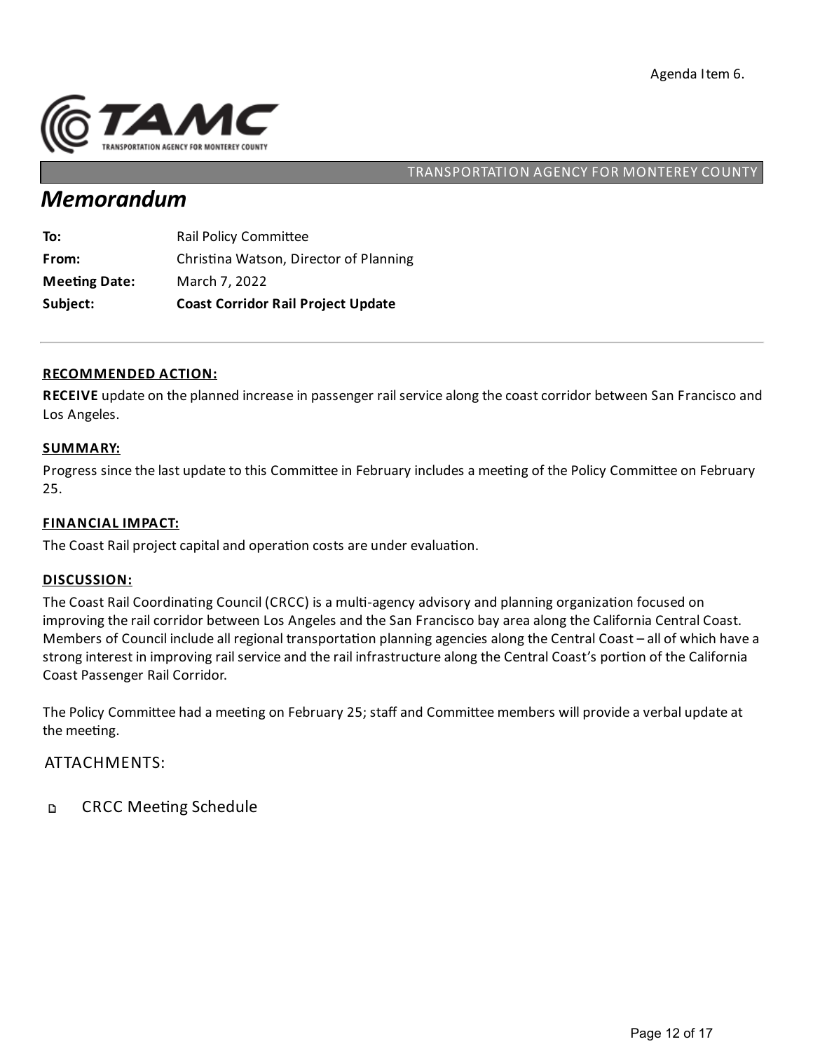Agenda Item 6.

TRANSPORTATION AGENCY FOR MONTEREY COUNTY

# Memorandum

| | |
|---|---|
| **To:** | Rail Policy Committee |
| **From:** | Christina Watson, Director of Planning |
| **Meeting Date:** | March 7, 2022 |
| **Subject:** | **Coast Corridor Rail Project Update** |

---

## RECOMMENDED ACTION:

**RECEIVE** update on the planned increase in passenger rail service along the coast corridor between San Francisco and Los Angeles.

## SUMMARY:

Progress since the last update to this Committee in February includes a meeting of the Policy Committee on February 25.

## FINANCIAL IMPACT:

The Coast Rail project capital and operation costs are under evaluation.

## DISCUSSION:

The Coast Rail Coordinating Council (CRCC) is a multi-agency advisory and planning organization focused on improving the rail corridor between Los Angeles and the San Francisco bay area along the California Central Coast. Members of Council include all regional transportation planning agencies along the Central Coast – all of which have a strong interest in improving rail service and the rail infrastructure along the Central Coast's portion of the California Coast Passenger Rail Corridor.

The Policy Committee had a meeting on February 25; staff and Committee members will provide a verbal update at the meeting.

## ATTACHMENTS:

- CRCC Meeting Schedule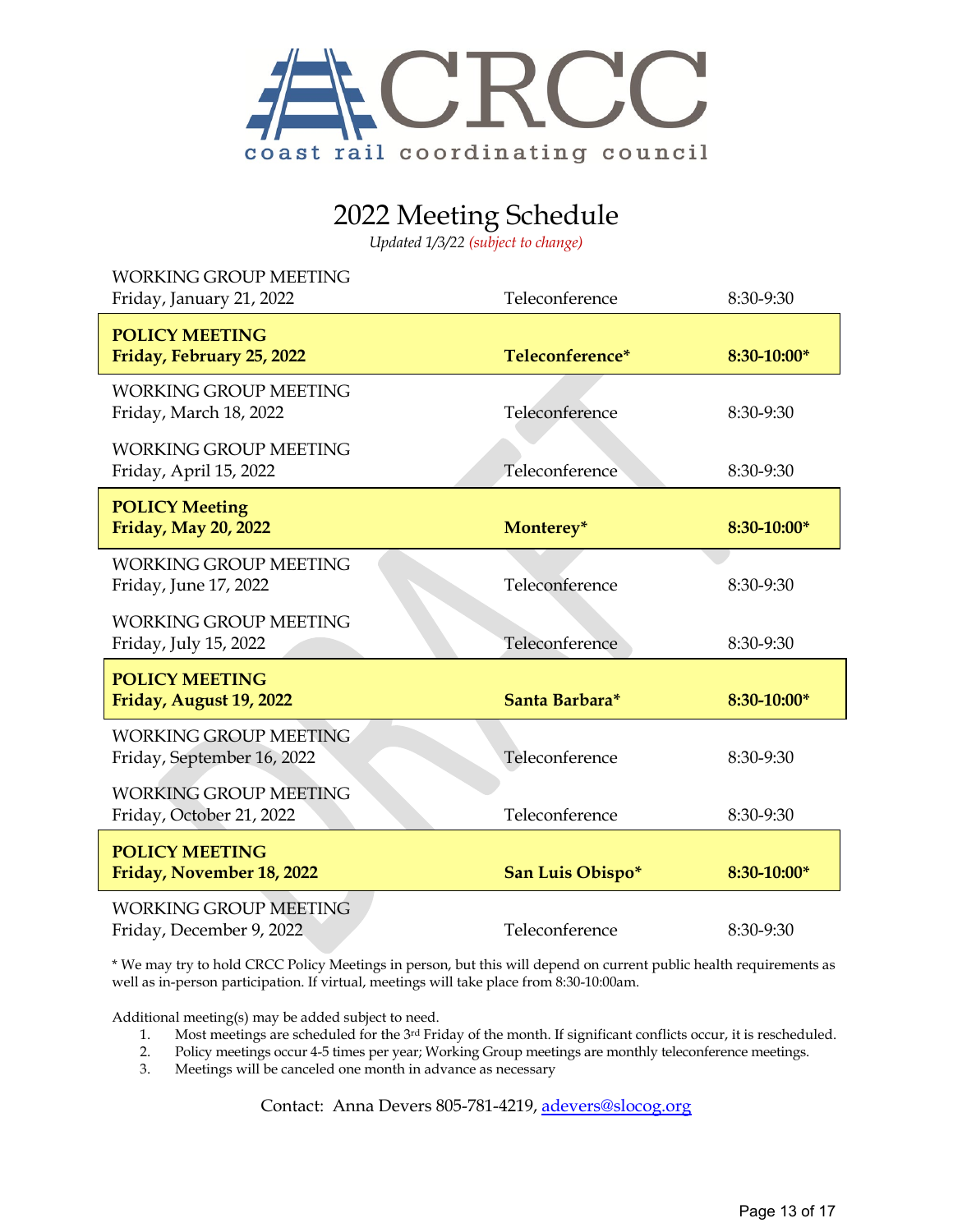# CRCC

coast rail coordinating council

## 2022 Meeting Schedule

*Updated 1/3/22 (subject to change)*

| Meeting | Location | Time |
|---|---|---|
| WORKING GROUP MEETING<br>Friday, January 21, 2022 | Teleconference | 8:30-9:30 |
| **POLICY MEETING**<br>**Friday, February 25, 2022** | **Teleconference*** | **8:30-10:00*** |
| WORKING GROUP MEETING<br>Friday, March 18, 2022 | Teleconference | 8:30-9:30 |
| WORKING GROUP MEETING<br>Friday, April 15, 2022 | Teleconference | 8:30-9:30 |
| **POLICY Meeting**<br>**Friday, May 20, 2022** | **Monterey*** | **8:30-10:00*** |
| WORKING GROUP MEETING<br>Friday, June 17, 2022 | Teleconference | 8:30-9:30 |
| WORKING GROUP MEETING<br>Friday, July 15, 2022 | Teleconference | 8:30-9:30 |
| **POLICY MEETING**<br>**Friday, August 19, 2022** | **Santa Barbara*** | **8:30-10:00*** |
| WORKING GROUP MEETING<br>Friday, September 16, 2022 | Teleconference | 8:30-9:30 |
| WORKING GROUP MEETING<br>Friday, October 21, 2022 | Teleconference | 8:30-9:30 |
| **POLICY MEETING**<br>**Friday, November 18, 2022** | **San Luis Obispo*** | **8:30-10:00*** |
| WORKING GROUP MEETING<br>Friday, December 9, 2022 | Teleconference | 8:30-9:30 |

* We may try to hold CRCC Policy Meetings in person, but this will depend on current public health requirements as well as in-person participation. If virtual, meetings will take place from 8:30-10:00am.

Additional meeting(s) may be added subject to need.

1. Most meetings are scheduled for the 3rd Friday of the month. If significant conflicts occur, it is rescheduled.
2. Policy meetings occur 4-5 times per year; Working Group meetings are monthly teleconference meetings.
3. Meetings will be canceled one month in advance as necessary

Contact: Anna Devers 805-781-4219, adevers@slocog.org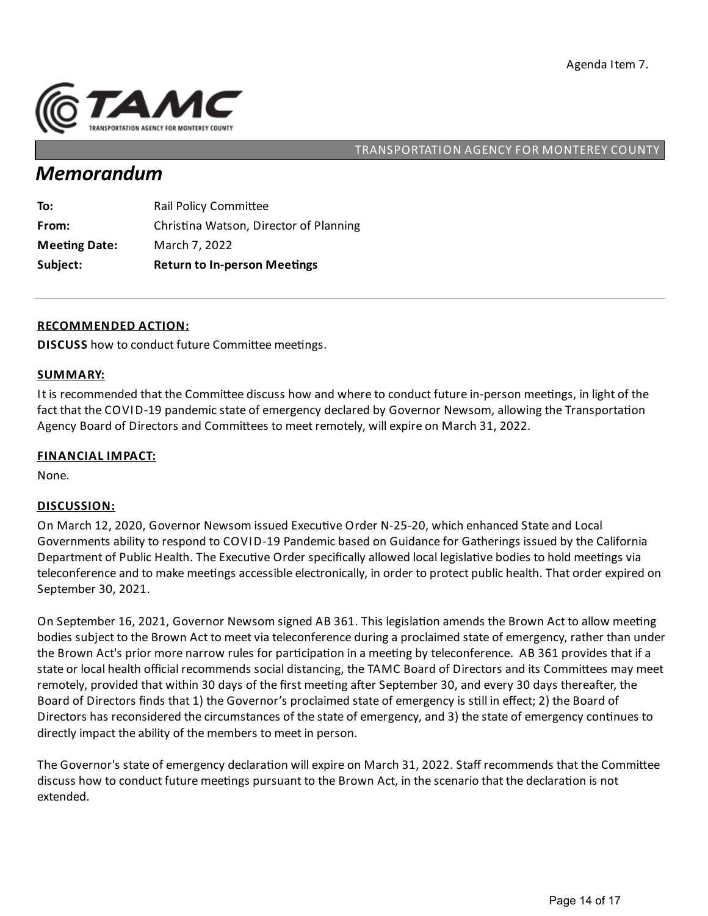Agenda Item 7.

TRANSPORTATION AGENCY FOR MONTEREY COUNTY

# *Memorandum*

| | |
|---|---|
| **To:** | Rail Policy Committee |
| **From:** | Christina Watson, Director of Planning |
| **Meeting Date:** | March 7, 2022 |
| **Subject:** | **Return to In-person Meetings** |

---

## RECOMMENDED ACTION:

**DISCUSS** how to conduct future Committee meetings.

## SUMMARY:

It is recommended that the Committee discuss how and where to conduct future in-person meetings, in light of the fact that the COVID-19 pandemic state of emergency declared by Governor Newsom, allowing the Transportation Agency Board of Directors and Committees to meet remotely, will expire on March 31, 2022.

## FINANCIAL IMPACT:

None.

## DISCUSSION:

On March 12, 2020, Governor Newsom issued Executive Order N-25-20, which enhanced State and Local Governments ability to respond to COVID-19 Pandemic based on Guidance for Gatherings issued by the California Department of Public Health. The Executive Order specifically allowed local legislative bodies to hold meetings via teleconference and to make meetings accessible electronically, in order to protect public health. That order expired on September 30, 2021.

On September 16, 2021, Governor Newsom signed AB 361. This legislation amends the Brown Act to allow meeting bodies subject to the Brown Act to meet via teleconference during a proclaimed state of emergency, rather than under the Brown Act's prior more narrow rules for participation in a meeting by teleconference. AB 361 provides that if a state or local health official recommends social distancing, the TAMC Board of Directors and its Committees may meet remotely, provided that within 30 days of the first meeting after September 30, and every 30 days thereafter, the Board of Directors finds that 1) the Governor's proclaimed state of emergency is still in effect; 2) the Board of Directors has reconsidered the circumstances of the state of emergency, and 3) the state of emergency continues to directly impact the ability of the members to meet in person.

The Governor's state of emergency declaration will expire on March 31, 2022. Staff recommends that the Committee discuss how to conduct future meetings pursuant to the Brown Act, in the scenario that the declaration is not extended.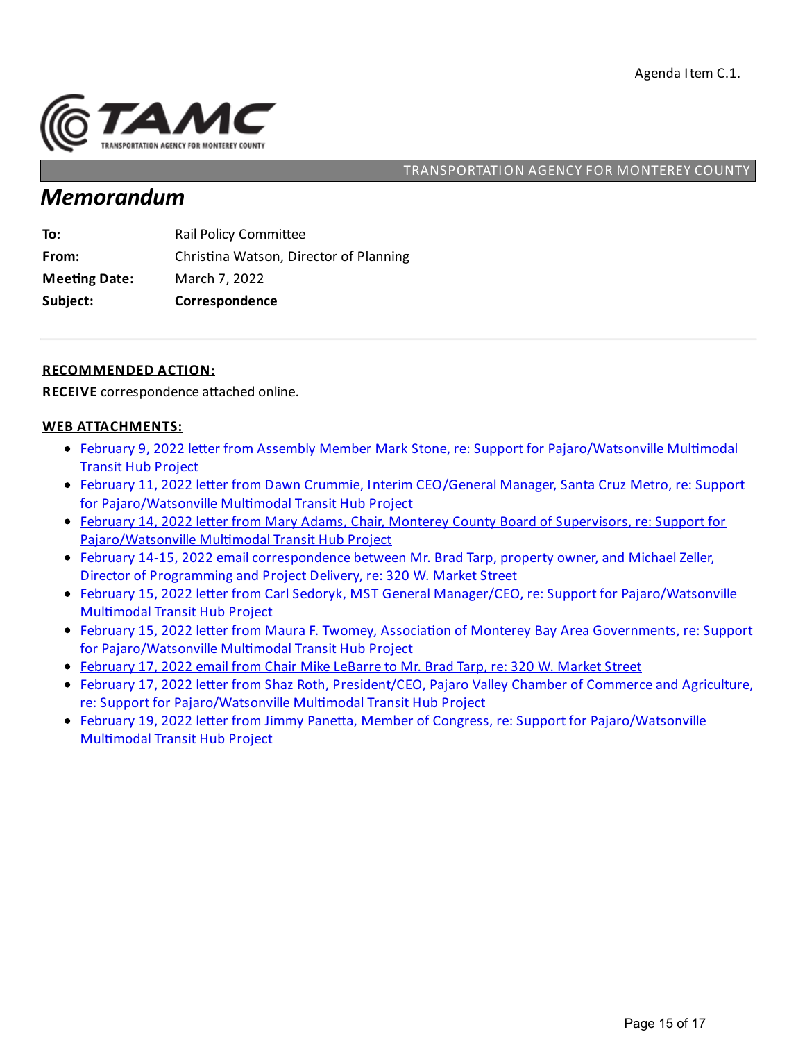Agenda Item C.1.

TAMC

TRANSPORTATION AGENCY FOR MONTEREY COUNTY

TRANSPORTATION AGENCY FOR MONTEREY COUNTY

# Memorandum

| | |
|---|---|
| **To:** | Rail Policy Committee |
| **From:** | Christina Watson, Director of Planning |
| **Meeting Date:** | March 7, 2022 |
| **Subject:** | **Correspondence** |

## RECOMMENDED ACTION:

**RECEIVE** correspondence attached online.

## WEB ATTACHMENTS:

- February 9, 2022 letter from Assembly Member Mark Stone, re: Support for Pajaro/Watsonville Multimodal Transit Hub Project
- February 11, 2022 letter from Dawn Crummie, Interim CEO/General Manager, Santa Cruz Metro, re: Support for Pajaro/Watsonville Multimodal Transit Hub Project
- February 14, 2022 letter from Mary Adams, Chair, Monterey County Board of Supervisors, re: Support for Pajaro/Watsonville Multimodal Transit Hub Project
- February 14-15, 2022 email correspondence between Mr. Brad Tarp, property owner, and Michael Zeller, Director of Programming and Project Delivery, re: 320 W. Market Street
- February 15, 2022 letter from Carl Sedoryk, MST General Manager/CEO, re: Support for Pajaro/Watsonville Multimodal Transit Hub Project
- February 15, 2022 letter from Maura F. Twomey, Association of Monterey Bay Area Governments, re: Support for Pajaro/Watsonville Multimodal Transit Hub Project
- February 17, 2022 email from Chair Mike LeBarre to Mr. Brad Tarp, re: 320 W. Market Street
- February 17, 2022 letter from Shaz Roth, President/CEO, Pajaro Valley Chamber of Commerce and Agriculture, re: Support for Pajaro/Watsonville Multimodal Transit Hub Project
- February 19, 2022 letter from Jimmy Panetta, Member of Congress, re: Support for Pajaro/Watsonville Multimodal Transit Hub Project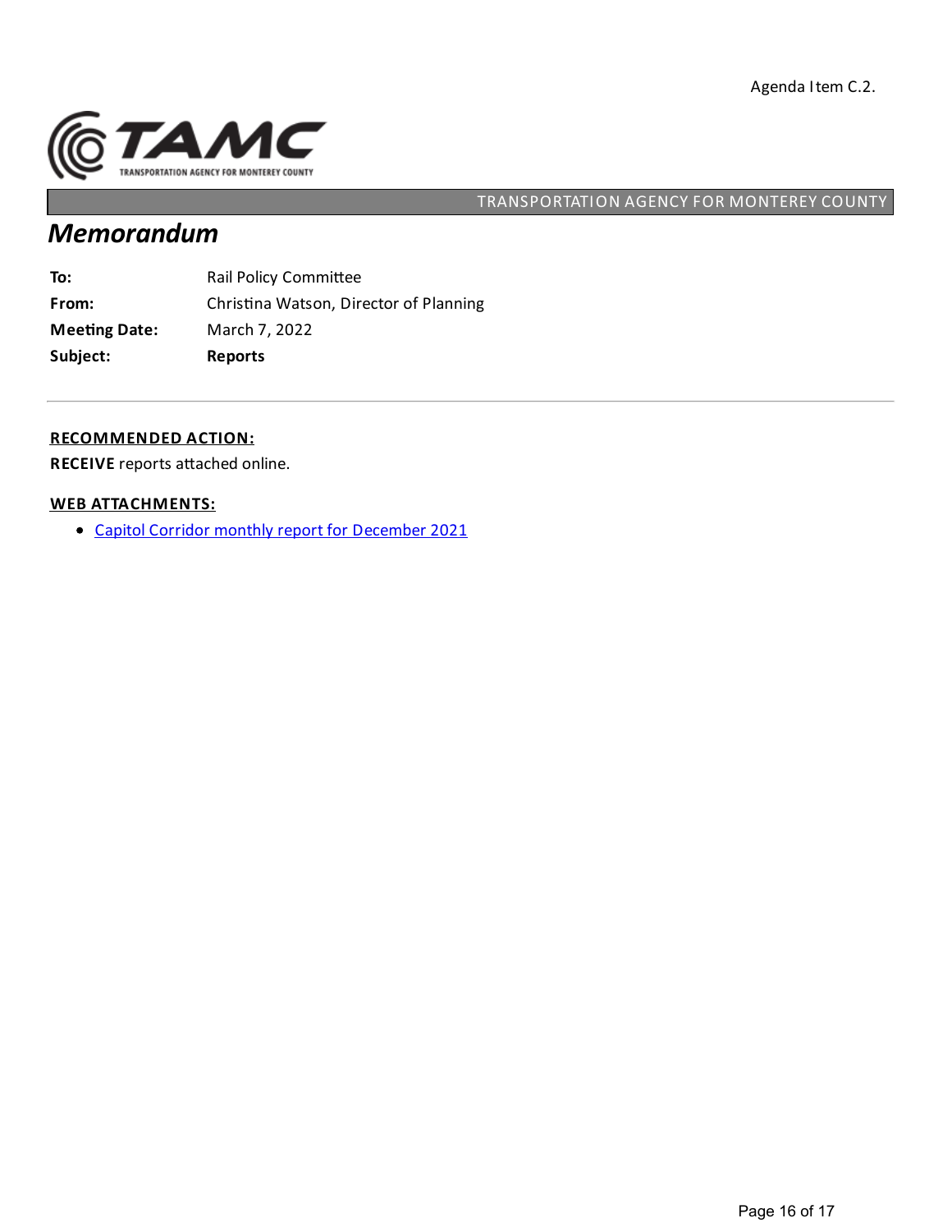Agenda Item C.2.

TAMC
TRANSPORTATION AGENCY FOR MONTEREY COUNTY

TRANSPORTATION AGENCY FOR MONTEREY COUNTY

# *Memorandum*

| | |
|---|---|
| **To:** | Rail Policy Committee |
| **From:** | Christina Watson, Director of Planning |
| **Meeting Date:** | March 7, 2022 |
| **Subject:** | **Reports** |

---

**RECOMMENDED ACTION:**

**RECEIVE** reports attached online.

**WEB ATTACHMENTS:**

- Capitol Corridor monthly report for December 2021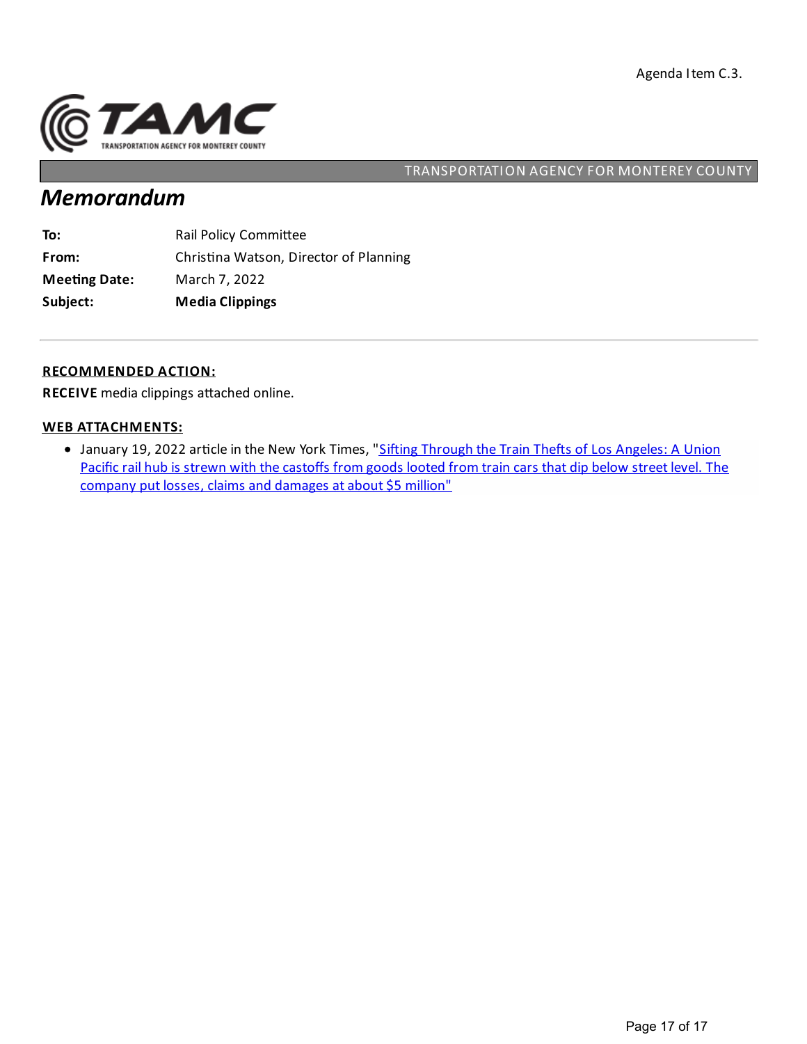Agenda Item C.3.

TRANSPORTATION AGENCY FOR MONTEREY COUNTY

# *Memorandum*

| | |
|---|---|
| **To:** | Rail Policy Committee |
| **From:** | Christina Watson, Director of Planning |
| **Meeting Date:** | March 7, 2022 |
| **Subject:** | **Media Clippings** |

---

**RECOMMENDED ACTION:**

**RECEIVE** media clippings attached online.

**WEB ATTACHMENTS:**

- January 19, 2022 article in the New York Times, "Sifting Through the Train Thefts of Los Angeles: A Union Pacific rail hub is strewn with the castoffs from goods looted from train cars that dip below street level. The company put losses, claims and damages at about $5 million"